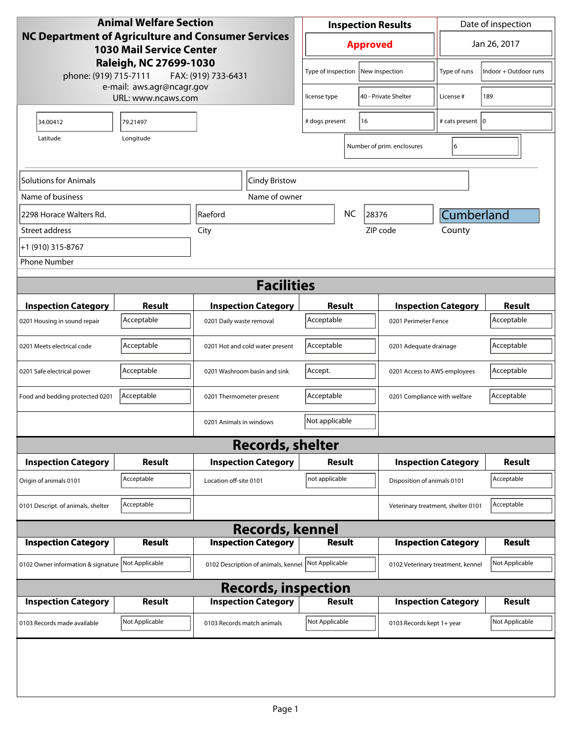**Animal Welfare Section**
**NC Department of Agriculture and Consumer Services**
**1030 Mail Service Center**
**Raleigh, NC 27699-1030**
phone: (919) 715-7111 FAX: (919) 733-6431
e-mail: aws.agr@ncagr.gov
URL: www.ncaws.com

| Inspection Results | | Date of inspection | |
|---|---|---|---|
| **Approved** | | Jan 26, 2017 | |
| Type of inspection | New inspection | Type of runs | Indoor + Outdoor runs |
| license type | 40 - Private Shelter | License # | 189 |
| # dogs present | 16 | # cats present | 0 |
| Number of prim. enclosures | 6 | | |

| Latitude | Longitude |
|---|---|
| 34.00412 | 79.21497 |

| Name of business | Name of owner |
|---|---|
| Solutions for Animals | Cindy Bristow |

| Street address | City | State | ZIP code | County |
|---|---|---|---|---|
| 2298 Horace Walters Rd. | Raeford | NC | 28376 | Cumberland |

| Phone Number |
|---|
| +1 (910) 315-8767 |

## Facilities

| Inspection Category | Result | Inspection Category | Result | Inspection Category | Result |
|---|---|---|---|---|---|
| 0201 Housing in sound repair | Acceptable | 0201 Daily waste removal | Acceptable | 0201 Perimeter Fence | Acceptable |
| 0201 Meets electrical code | Acceptable | 0201 Hot and cold water present | Acceptable | 0201 Adequate drainage | Acceptable |
| 0201 Safe electrical power | Acceptable | 0201 Washroom basin and sink | Accept. | 0201 Access to AWS employees | Acceptable |
| Food and bedding protected 0201 | Acceptable | 0201 Thermometer present | Acceptable | 0201 Compliance with welfare | Acceptable |
| | | 0201 Animals in windows | Not applicable | | |

## Records, shelter

| Inspection Category | Result | Inspection Category | Result | Inspection Category | Result |
|---|---|---|---|---|---|
| Origin of animals 0101 | Acceptable | Location off-site 0101 | not applicable | Disposition of animals 0101 | Acceptable |
| 0101 Descript. of animals, shelter | Acceptable | | | Veterinary treatment, shelter 0101 | Acceptable |

## Records, kennel

| Inspection Category | Result | Inspection Category | Result | Inspection Category | Result |
|---|---|---|---|---|---|
| 0102 Owner information & signature | Not Applicable | 0102 Description of animals, kennel | Not Applicable | 0102 Veterinary treatment, kennel | Not Applicable |

## Records, inspection

| Inspection Category | Result | Inspection Category | Result | Inspection Category | Result |
|---|---|---|---|---|---|
| 0103 Records made available | Not Applicable | 0103 Records match animals | Not Applicable | 0103 Records kept 1+ year | Not Applicable |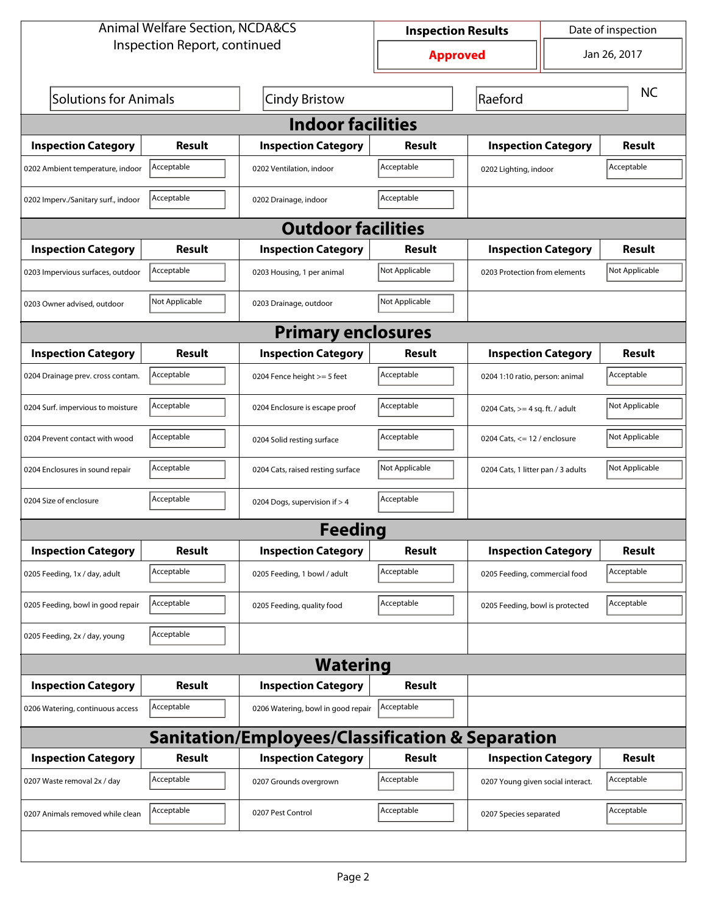Animal Welfare Section, NCDA&CS
Inspection Report, continued

| Inspection Results | Date of inspection |
|---|---|
| **Approved** | Jan 26, 2017 |

| Solutions for Animals | Cindy Bristow | Raeford | NC |
|---|---|---|---|

## Indoor facilities

| Inspection Category | Result | Inspection Category | Result | Inspection Category | Result |
|---|---|---|---|---|---|
| 0202 Ambient temperature, indoor | Acceptable | 0202 Ventilation, indoor | Acceptable | 0202 Lighting, indoor | Acceptable |
| 0202 Imperv./Sanitary surf., indoor | Acceptable | 0202 Drainage, indoor | Acceptable | | |

## Outdoor facilities

| Inspection Category | Result | Inspection Category | Result | Inspection Category | Result |
|---|---|---|---|---|---|
| 0203 Impervious surfaces, outdoor | Acceptable | 0203 Housing, 1 per animal | Not Applicable | 0203 Protection from elements | Not Applicable |
| 0203 Owner advised, outdoor | Not Applicable | 0203 Drainage, outdoor | Not Applicable | | |

## Primary enclosures

| Inspection Category | Result | Inspection Category | Result | Inspection Category | Result |
|---|---|---|---|---|---|
| 0204 Drainage prev. cross contam. | Acceptable | 0204 Fence height >= 5 feet | Acceptable | 0204 1:10 ratio, person: animal | Acceptable |
| 0204 Surf. impervious to moisture | Acceptable | 0204 Enclosure is escape proof | Acceptable | 0204 Cats, >= 4 sq. ft. / adult | Not Applicable |
| 0204 Prevent contact with wood | Acceptable | 0204 Solid resting surface | Acceptable | 0204 Cats, <= 12 / enclosure | Not Applicable |
| 0204 Enclosures in sound repair | Acceptable | 0204 Cats, raised resting surface | Not Applicable | 0204 Cats, 1 litter pan / 3 adults | Not Applicable |
| 0204 Size of enclosure | Acceptable | 0204 Dogs, supervision if > 4 | Acceptable | | |

## Feeding

| Inspection Category | Result | Inspection Category | Result | Inspection Category | Result |
|---|---|---|---|---|---|
| 0205 Feeding, 1x / day, adult | Acceptable | 0205 Feeding, 1 bowl / adult | Acceptable | 0205 Feeding, commercial food | Acceptable |
| 0205 Feeding, bowl in good repair | Acceptable | 0205 Feeding, quality food | Acceptable | 0205 Feeding, bowl is protected | Acceptable |
| 0205 Feeding, 2x / day, young | Acceptable | | | | |

## Watering

| Inspection Category | Result | Inspection Category | Result |
|---|---|---|---|
| 0206 Watering, continuous access | Acceptable | 0206 Watering, bowl in good repair | Acceptable |

## Sanitation/Employees/Classification & Separation

| Inspection Category | Result | Inspection Category | Result | Inspection Category | Result |
|---|---|---|---|---|---|
| 0207 Waste removal 2x / day | Acceptable | 0207 Grounds overgrown | Acceptable | 0207 Young given social interact. | Acceptable |
| 0207 Animals removed while clean | Acceptable | 0207 Pest Control | Acceptable | 0207 Species separated | Acceptable |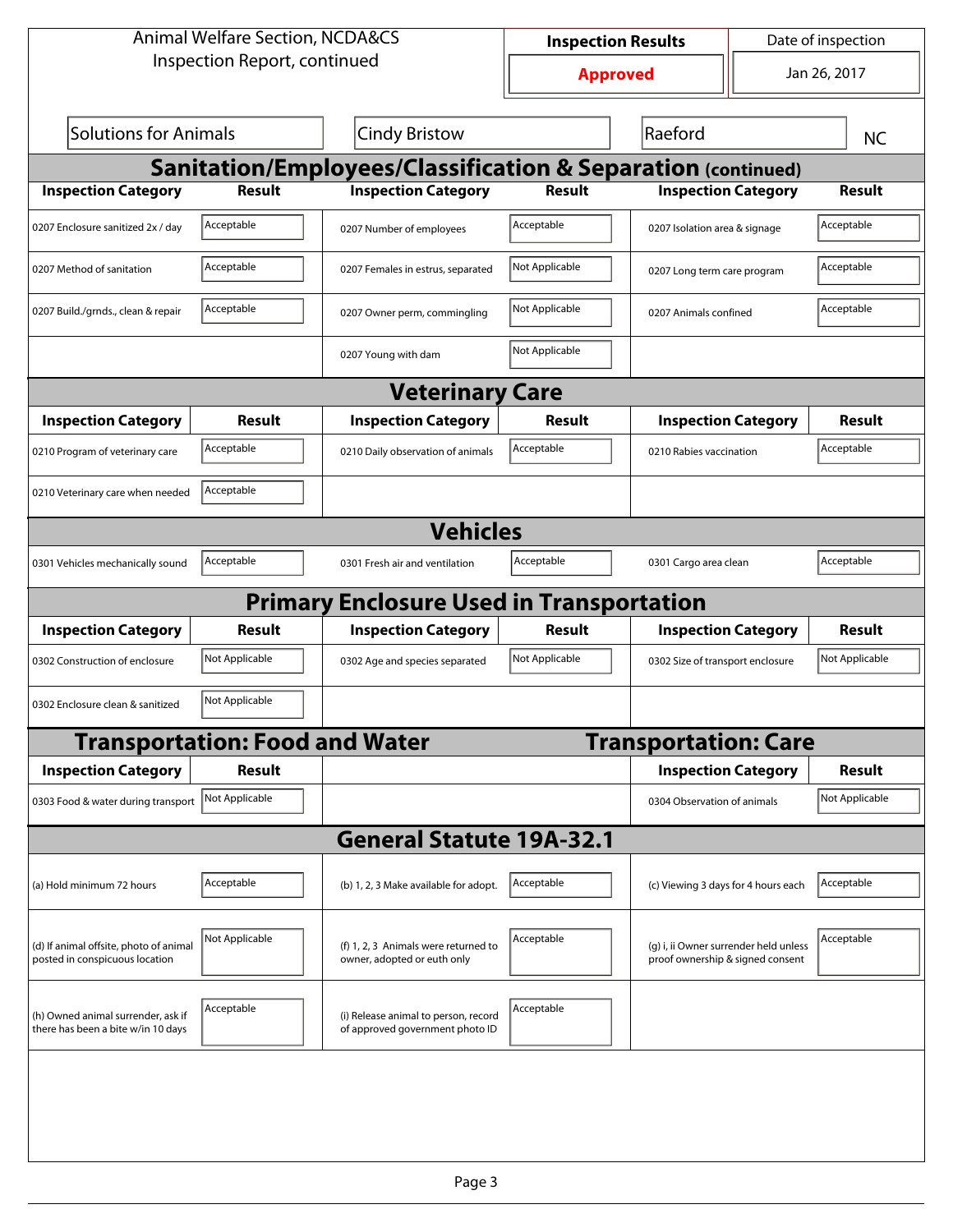Animal Welfare Section, NCDA&CS
Inspection Report, continued

| Inspection Results | Date of inspection |
|---|---|
| **Approved** | Jan 26, 2017 |

| Solutions for Animals | Cindy Bristow | Raeford | NC |
|---|---|---|---|

## Sanitation/Employees/Classification & Separation (continued)

| Inspection Category | Result | Inspection Category | Result | Inspection Category | Result |
|---|---|---|---|---|---|
| 0207 Enclosure sanitized 2x / day | Acceptable | 0207 Number of employees | Acceptable | 0207 Isolation area & signage | Acceptable |
| 0207 Method of sanitation | Acceptable | 0207 Females in estrus, separated | Not Applicable | 0207 Long term care program | Acceptable |
| 0207 Build./grnds., clean & repair | Acceptable | 0207 Owner perm, commingling | Not Applicable | 0207 Animals confined | Acceptable |
| | | 0207 Young with dam | Not Applicable | | |

## Veterinary Care

| Inspection Category | Result | Inspection Category | Result | Inspection Category | Result |
|---|---|---|---|---|---|
| 0210 Program of veterinary care | Acceptable | 0210 Daily observation of animals | Acceptable | 0210 Rabies vaccination | Acceptable |
| 0210 Veterinary care when needed | Acceptable | | | | |

## Vehicles

| Inspection Category | Result | Inspection Category | Result | Inspection Category | Result |
|---|---|---|---|---|---|
| 0301 Vehicles mechanically sound | Acceptable | 0301 Fresh air and ventilation | Acceptable | 0301 Cargo area clean | Acceptable |

## Primary Enclosure Used in Transportation

| Inspection Category | Result | Inspection Category | Result | Inspection Category | Result |
|---|---|---|---|---|---|
| 0302 Construction of enclosure | Not Applicable | 0302 Age and species separated | Not Applicable | 0302 Size of transport enclosure | Not Applicable |
| 0302 Enclosure clean & sanitized | Not Applicable | | | | |

## Transportation: Food and Water

| Inspection Category | Result |
|---|---|
| 0303 Food & water during transport | Not Applicable |

## Transportation: Care

| Inspection Category | Result |
|---|---|
| 0304 Observation of animals | Not Applicable |

## General Statute 19A-32.1

| Inspection Category | Result | Inspection Category | Result | Inspection Category | Result |
|---|---|---|---|---|---|
| (a) Hold minimum 72 hours | Acceptable | (b) 1, 2, 3 Make available for adopt. | Acceptable | (c) Viewing 3 days for 4 hours each | Acceptable |
| (d) If animal offsite, photo of animal posted in conspicuous location | Not Applicable | (f) 1, 2, 3 Animals were returned to owner, adopted or euth only | Acceptable | (g) i, ii Owner surrender held unless proof ownership & signed consent | Acceptable |
| (h) Owned animal surrender, ask if there has been a bite w/in 10 days | Acceptable | (i) Release animal to person, record of approved government photo ID | Acceptable | | |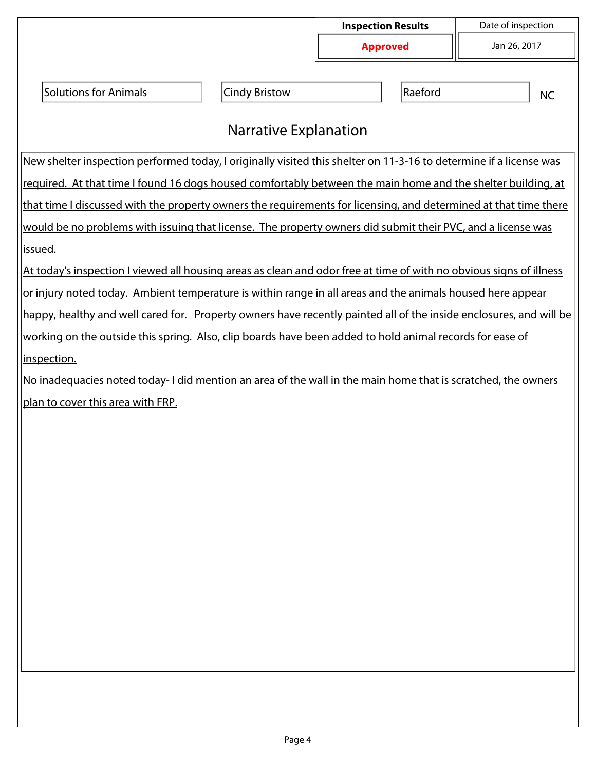| Inspection Results | Date of inspection |
| --- | --- |
| **Approved** | Jan 26, 2017 |

| | | | |
| --- | --- | --- | --- |
| Solutions for Animals | Cindy Bristow | Raeford | NC |

## Narrative Explanation

New shelter inspection performed today, I originally visited this shelter on 11-3-16 to determine if a license was required. At that time I found 16 dogs housed comfortably between the main home and the shelter building, at that time I discussed with the property owners the requirements for licensing, and determined at that time there would be no problems with issuing that license. The property owners did submit their PVC, and a license was issued.

At today's inspection I viewed all housing areas as clean and odor free at time of with no obvious signs of illness or injury noted today. Ambient temperature is within range in all areas and the animals housed here appear happy, healthy and well cared for. Property owners have recently painted all of the inside enclosures, and will be working on the outside this spring. Also, clip boards have been added to hold animal records for ease of inspection.

No inadequacies noted today- I did mention an area of the wall in the main home that is scratched, the owners plan to cover this area with FRP.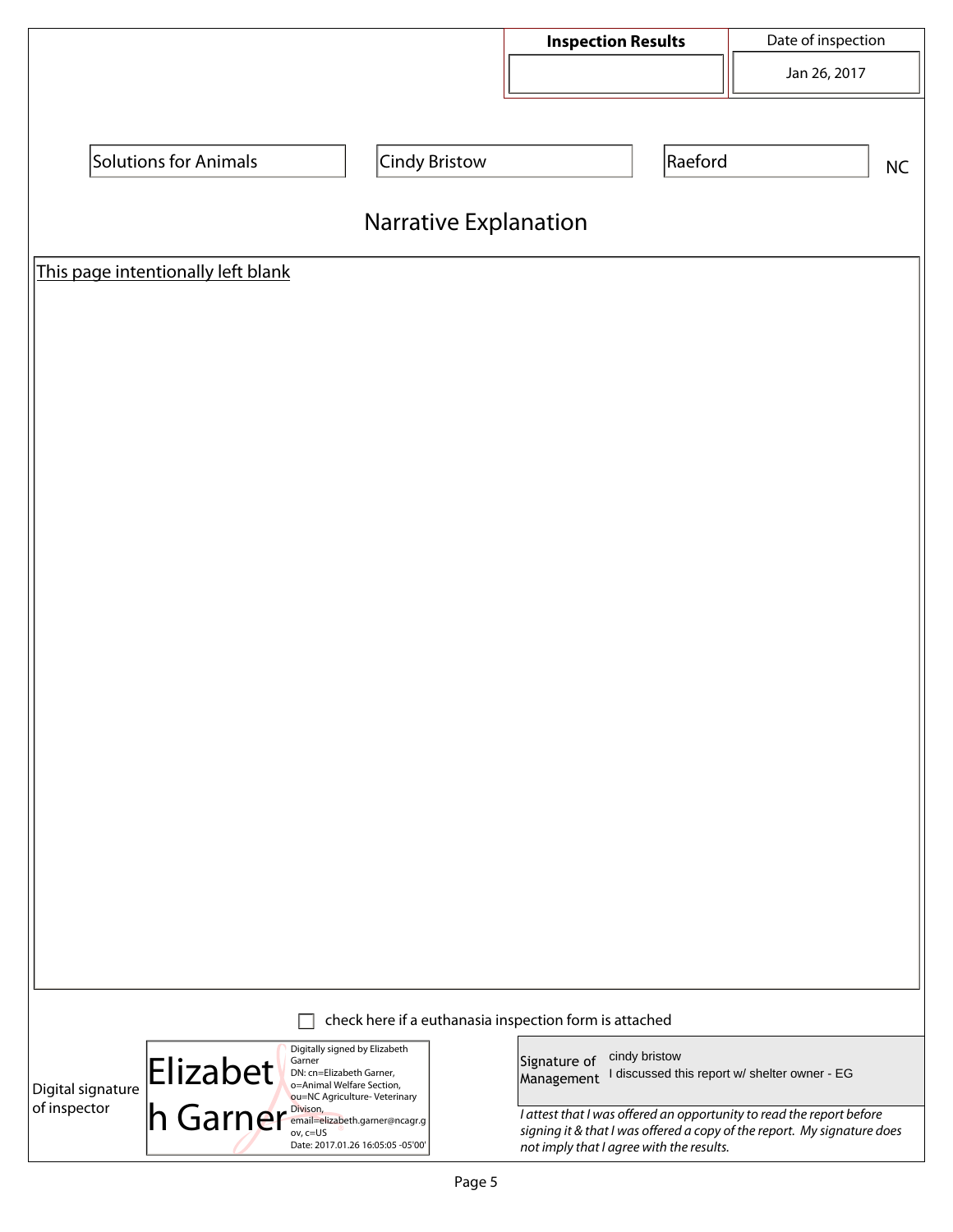| Inspection Results | Date of inspection |
| --- | --- |
| | Jan 26, 2017 |

| | | | |
| --- | --- | --- | --- |
| Solutions for Animals | Cindy Bristow | Raeford | NC |

## Narrative Explanation

This page intentionally left blank

☐ check here if a euthanasia inspection form is attached

Digital signature of inspector: Elizabeth Garner

Digitally signed by Elizabeth Garner
DN: cn=Elizabeth Garner, o=Animal Welfare Section, ou=NC Agriculture- Veterinary Divison, email=elizabeth.garner@ncagr.gov, c=US
Date: 2017.01.26 16:05:05 -05'00'

Signature of Management: cindy bristow
I discussed this report w/ shelter owner - EG

*I attest that I was offered an opportunity to read the report before signing it & that I was offered a copy of the report. My signature does not imply that I agree with the results.*